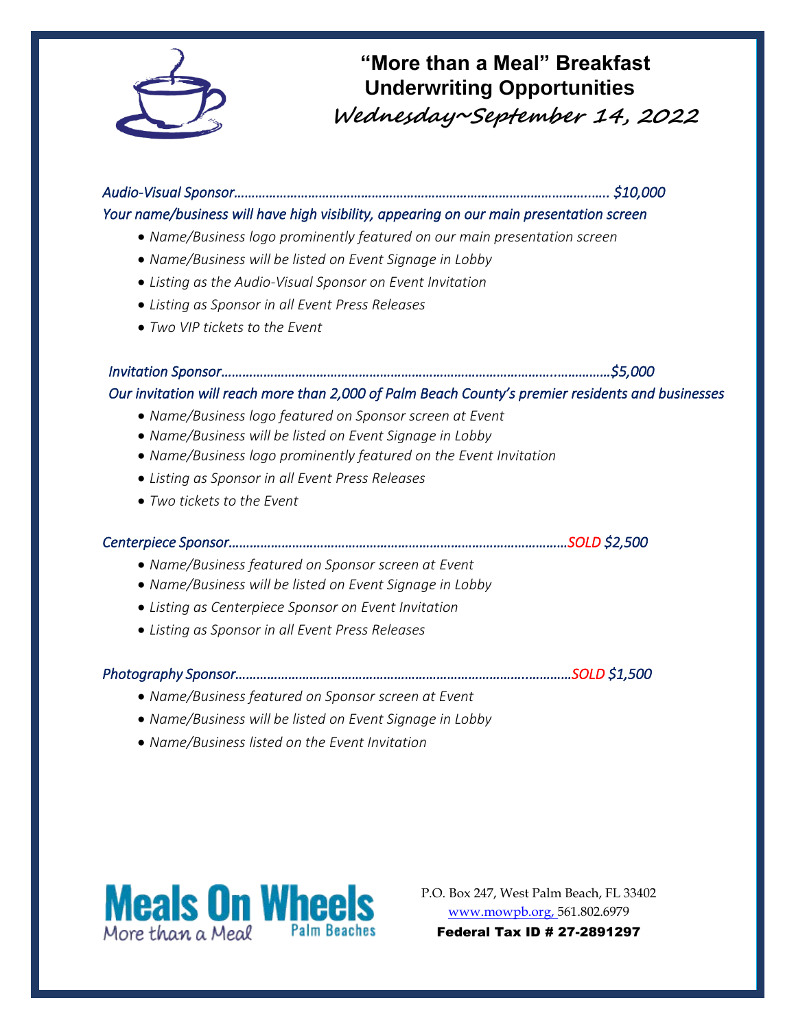# "More than a Meal" Breakfast Underwriting Opportunities

## Wednesday~September 14, 2022

*Audio-Visual Sponsor…………………………………………………………………………………………… $10,000*

*Your name/business will have high visibility, appearing on our main presentation screen*

- *Name/Business logo prominently featured on our main presentation screen*
- *Name/Business will be listed on Event Signage in Lobby*
- *Listing as the Audio-Visual Sponsor on Event Invitation*
- *Listing as Sponsor in all Event Press Releases*
- *Two VIP tickets to the Event*

*Invitation Sponsor……………………………………………………………………………………………$5,000*

*Our invitation will reach more than 2,000 of Palm Beach County's premier residents and businesses*

- *Name/Business logo featured on Sponsor screen at Event*
- *Name/Business will be listed on Event Signage in Lobby*
- *Name/Business logo prominently featured on the Event Invitation*
- *Listing as Sponsor in all Event Press Releases*
- *Two tickets to the Event*

*Centerpiece Sponsor………………………………………………………………………………SOLD $2,500*

- *Name/Business featured on Sponsor screen at Event*
- *Name/Business will be listed on Event Signage in Lobby*
- *Listing as Centerpiece Sponsor on Event Invitation*
- *Listing as Sponsor in all Event Press Releases*

*Photography Sponsor……………………………………………………………………………SOLD $1,500*

- *Name/Business featured on Sponsor screen at Event*
- *Name/Business will be listed on Event Signage in Lobby*
- *Name/Business listed on the Event Invitation*

Meals On Wheels Palm Beaches
More than a Meal

P.O. Box 247, West Palm Beach, FL 33402
www.mowpb.org, 561.802.6979
**Federal Tax ID # 27-2891297**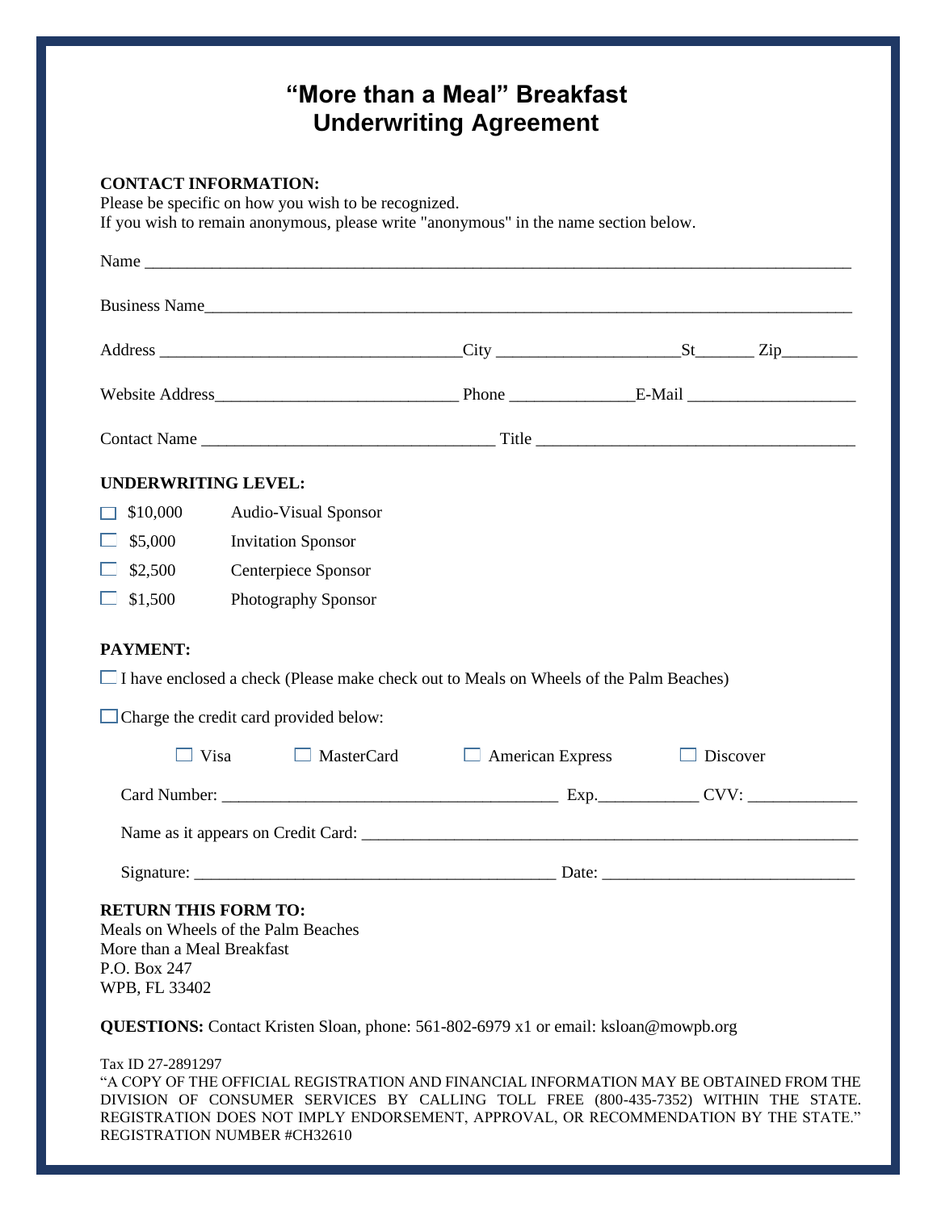# "More than a Meal" Breakfast
# Underwriting Agreement

**CONTACT INFORMATION:**
Please be specific on how you wish to be recognized.
If you wish to remain anonymous, please write "anonymous" in the name section below.

Name ___________________________________________________________________________

Business Name____________________________________________________________________

Address ___________________________________City _____________________St_______ Zip_________

Website Address____________________________ Phone ______________E-Mail ___________________

Contact Name _________________________________ Title ____________________________________

**UNDERWRITING LEVEL:**

- ☐ $10,000 Audio-Visual Sponsor
- ☐ $5,000 Invitation Sponsor
- ☐ $2,500 Centerpiece Sponsor
- ☐ $1,500 Photography Sponsor

**PAYMENT:**

☐ I have enclosed a check (Please make check out to Meals on Wheels of the Palm Beaches)

☐ Charge the credit card provided below:

☐ Visa ☐ MasterCard ☐ American Express ☐ Discover

Card Number: ______________________________________ Exp.___________ CVV: ____________

Name as it appears on Credit Card: ________________________________________________________

Signature: _________________________________________ Date: ____________________________

**RETURN THIS FORM TO:**
Meals on Wheels of the Palm Beaches
More than a Meal Breakfast
P.O. Box 247
WPB, FL 33402

**QUESTIONS:** Contact Kristen Sloan, phone: 561-802-6979 x1 or email: ksloan@mowpb.org

Tax ID 27-2891297
"A COPY OF THE OFFICIAL REGISTRATION AND FINANCIAL INFORMATION MAY BE OBTAINED FROM THE DIVISION OF CONSUMER SERVICES BY CALLING TOLL FREE (800-435-7352) WITHIN THE STATE. REGISTRATION DOES NOT IMPLY ENDORSEMENT, APPROVAL, OR RECOMMENDATION BY THE STATE."
REGISTRATION NUMBER #CH32610